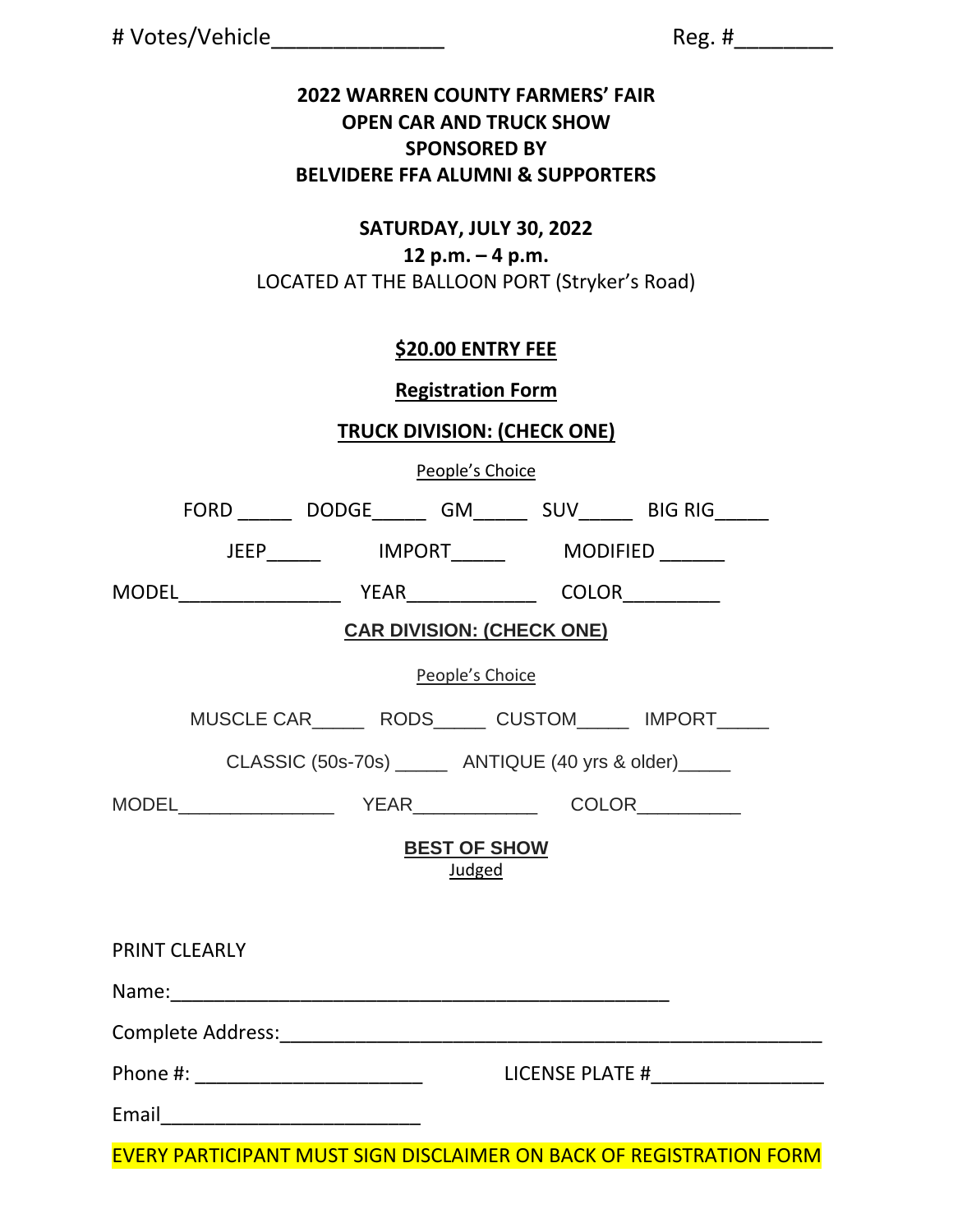# Votes/Vehicle______________ Reg. #________

**2022 WARREN COUNTY FARMERS' FAIR**
**OPEN CAR AND TRUCK SHOW**
**SPONSORED BY**
**BELVIDERE FFA ALUMNI & SUPPORTERS**

**SATURDAY, JULY 30, 2022**
**12 p.m. – 4 p.m.**
LOCATED AT THE BALLOON PORT (Stryker's Road)

**$20.00 ENTRY FEE**

**Registration Form**

**TRUCK DIVISION: (CHECK ONE)**

People's Choice

FORD _____ DODGE_____ GM_____ SUV_____ BIG RIG_____

JEEP_____ IMPORT_____ MODIFIED ______

MODEL_______________ YEAR____________ COLOR_________

**CAR DIVISION: (CHECK ONE)**

People's Choice

MUSCLE CAR_____ RODS_____ CUSTOM_____ IMPORT_____

CLASSIC (50s-70s) _____ ANTIQUE (40 yrs & older)_____

MODEL_______________ YEAR____________ COLOR__________

**BEST OF SHOW**
Judged

PRINT CLEARLY

Name:_______________________________________________

Complete Address:_____________________________________________________

Phone #: ______________________ LICENSE PLATE #________________

Email_________________________

EVERY PARTICIPANT MUST SIGN DISCLAIMER ON BACK OF REGISTRATION FORM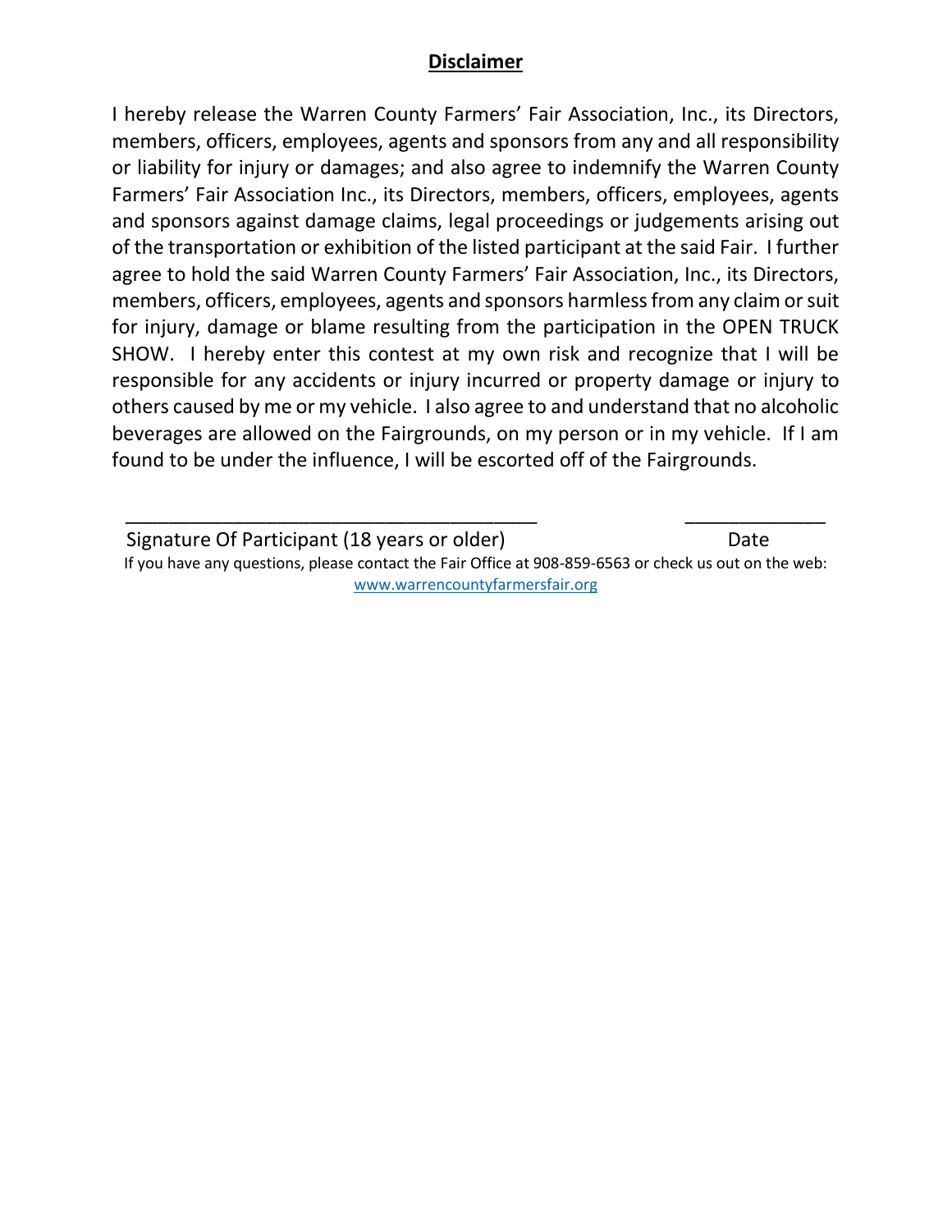## Disclaimer

I hereby release the Warren County Farmers' Fair Association, Inc., its Directors, members, officers, employees, agents and sponsors from any and all responsibility or liability for injury or damages; and also agree to indemnify the Warren County Farmers' Fair Association Inc., its Directors, members, officers, employees, agents and sponsors against damage claims, legal proceedings or judgements arising out of the transportation or exhibition of the listed participant at the said Fair. I further agree to hold the said Warren County Farmers' Fair Association, Inc., its Directors, members, officers, employees, agents and sponsors harmless from any claim or suit for injury, damage or blame resulting from the participation in the OPEN TRUCK SHOW. I hereby enter this contest at my own risk and recognize that I will be responsible for any accidents or injury incurred or property damage or injury to others caused by me or my vehicle. I also agree to and understand that no alcoholic beverages are allowed on the Fairgrounds, on my person or in my vehicle. If I am found to be under the influence, I will be escorted off of the Fairgrounds.

_______________________________________ _____________

Signature Of Participant (18 years or older) Date

If you have any questions, please contact the Fair Office at 908-859-6563 or check us out on the web: www.warrencountyfarmersfair.org